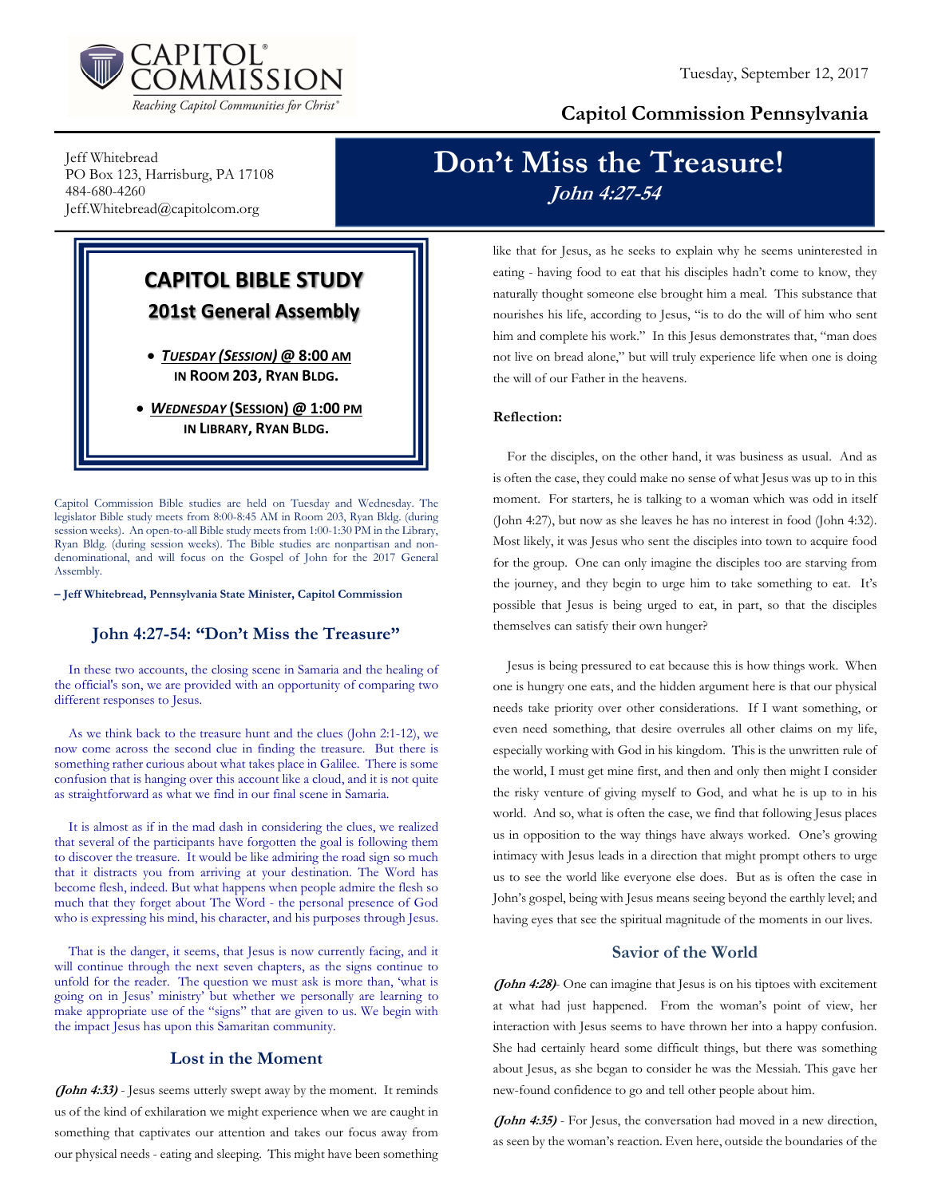Tuesday, September 12, 2017

**Capitol Commission Pennsylvania**

Jeff Whitebread
PO Box 123, Harrisburg, PA 17108
484-680-4260
Jeff.Whitebread@capitolcom.org

# Don't Miss the Treasure!

***John 4:27-54***

## CAPITOL BIBLE STUDY

### 201st General Assembly

- ***TUESDAY (SESSION)* @ 8:00 AM IN ROOM 203, RYAN BLDG.**
- ***WEDNESDAY* (SESSION) @ 1:00 PM IN LIBRARY, RYAN BLDG.**

Capitol Commission Bible studies are held on Tuesday and Wednesday. The legislator Bible study meets from 8:00-8:45 AM in Room 203, Ryan Bldg. (during session weeks). An open-to-all Bible study meets from 1:00-1:30 PM in the Library, Ryan Bldg. (during session weeks). The Bible studies are nonpartisan and non-denominational, and will focus on the Gospel of John for the 2017 General Assembly.

**– Jeff Whitebread, Pennsylvania State Minister, Capitol Commission**

## John 4:27-54: "Don't Miss the Treasure"

In these two accounts, the closing scene in Samaria and the healing of the official's son, we are provided with an opportunity of comparing two different responses to Jesus.

As we think back to the treasure hunt and the clues (John 2:1-12), we now come across the second clue in finding the treasure. But there is something rather curious about what takes place in Galilee. There is some confusion that is hanging over this account like a cloud, and it is not quite as straightforward as what we find in our final scene in Samaria.

It is almost as if in the mad dash in considering the clues, we realized that several of the participants have forgotten the goal is following them to discover the treasure. It would be like admiring the road sign so much that it distracts you from arriving at your destination. The Word has become flesh, indeed. But what happens when people admire the flesh so much that they forget about The Word - the personal presence of God who is expressing his mind, his character, and his purposes through Jesus.

That is the danger, it seems, that Jesus is now currently facing, and it will continue through the next seven chapters, as the signs continue to unfold for the reader. The question we must ask is more than, 'what is going on in Jesus' ministry' but whether we personally are learning to make appropriate use of the "signs" that are given to us. We begin with the impact Jesus has upon this Samaritan community.

## Lost in the Moment

***(John 4:33)*** - Jesus seems utterly swept away by the moment. It reminds us of the kind of exhilaration we might experience when we are caught in something that captivates our attention and takes our focus away from our physical needs - eating and sleeping. This might have been something like that for Jesus, as he seeks to explain why he seems uninterested in eating - having food to eat that his disciples hadn't come to know, they naturally thought someone else brought him a meal. This substance that nourishes his life, according to Jesus, "is to do the will of him who sent him and complete his work." In this Jesus demonstrates that, "man does not live on bread alone," but will truly experience life when one is doing the will of our Father in the heavens.

**Reflection:**

For the disciples, on the other hand, it was business as usual. And as is often the case, they could make no sense of what Jesus was up to in this moment. For starters, he is talking to a woman which was odd in itself (John 4:27), but now as she leaves he has no interest in food (John 4:32). Most likely, it was Jesus who sent the disciples into town to acquire food for the group. One can only imagine the disciples too are starving from the journey, and they begin to urge him to take something to eat. It's possible that Jesus is being urged to eat, in part, so that the disciples themselves can satisfy their own hunger?

Jesus is being pressured to eat because this is how things work. When one is hungry one eats, and the hidden argument here is that our physical needs take priority over other considerations. If I want something, or even need something, that desire overrules all other claims on my life, especially working with God in his kingdom. This is the unwritten rule of the world, I must get mine first, and then and only then might I consider the risky venture of giving myself to God, and what he is up to in his world. And so, what is often the case, we find that following Jesus places us in opposition to the way things have always worked. One's growing intimacy with Jesus leads in a direction that might prompt others to urge us to see the world like everyone else does. But as is often the case in John's gospel, being with Jesus means seeing beyond the earthly level; and having eyes that see the spiritual magnitude of the moments in our lives.

## Savior of the World

***(John 4:28)***- One can imagine that Jesus is on his tiptoes with excitement at what had just happened. From the woman's point of view, her interaction with Jesus seems to have thrown her into a happy confusion. She had certainly heard some difficult things, but there was something about Jesus, as she began to consider he was the Messiah. This gave her new-found confidence to go and tell other people about him.

***(John 4:35)*** - For Jesus, the conversation had moved in a new direction, as seen by the woman's reaction. Even here, outside the boundaries of the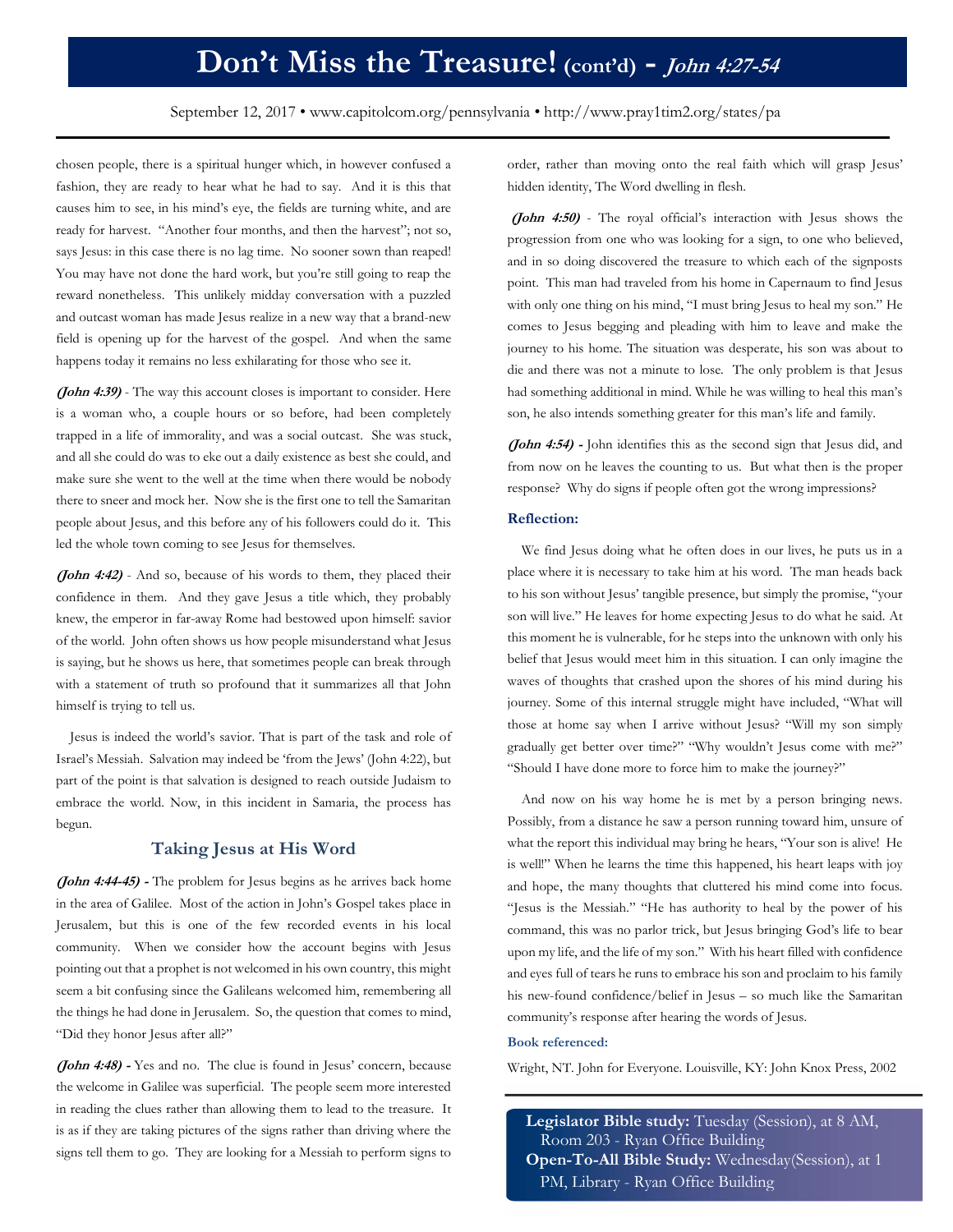# Don't Miss the Treasure! (cont'd) - *John 4:27-54*

September 12, 2017 • www.capitolcom.org/pennsylvania • http://www.pray1tim2.org/states/pa

chosen people, there is a spiritual hunger which, in however confused a fashion, they are ready to hear what he had to say. And it is this that causes him to see, in his mind's eye, the fields are turning white, and are ready for harvest. "Another four months, and then the harvest"; not so, says Jesus: in this case there is no lag time. No sooner sown than reaped! You may have not done the hard work, but you're still going to reap the reward nonetheless. This unlikely midday conversation with a puzzled and outcast woman has made Jesus realize in a new way that a brand-new field is opening up for the harvest of the gospel. And when the same happens today it remains no less exhilarating for those who see it.

***(John 4:39)*** - The way this account closes is important to consider. Here is a woman who, a couple hours or so before, had been completely trapped in a life of immorality, and was a social outcast. She was stuck, and all she could do was to eke out a daily existence as best she could, and make sure she went to the well at the time when there would be nobody there to sneer and mock her. Now she is the first one to tell the Samaritan people about Jesus, and this before any of his followers could do it. This led the whole town coming to see Jesus for themselves.

***(John 4:42)*** - And so, because of his words to them, they placed their confidence in them. And they gave Jesus a title which, they probably knew, the emperor in far-away Rome had bestowed upon himself: savior of the world. John often shows us how people misunderstand what Jesus is saying, but he shows us here, that sometimes people can break through with a statement of truth so profound that it summarizes all that John himself is trying to tell us.

Jesus is indeed the world's savior. That is part of the task and role of Israel's Messiah. Salvation may indeed be 'from the Jews' (John 4:22), but part of the point is that salvation is designed to reach outside Judaism to embrace the world. Now, in this incident in Samaria, the process has begun.

## Taking Jesus at His Word

***(John 4:44-45) -*** The problem for Jesus begins as he arrives back home in the area of Galilee. Most of the action in John's Gospel takes place in Jerusalem, but this is one of the few recorded events in his local community. When we consider how the account begins with Jesus pointing out that a prophet is not welcomed in his own country, this might seem a bit confusing since the Galileans welcomed him, remembering all the things he had done in Jerusalem. So, the question that comes to mind, "Did they honor Jesus after all?"

***(John 4:48) -*** Yes and no. The clue is found in Jesus' concern, because the welcome in Galilee was superficial. The people seem more interested in reading the clues rather than allowing them to lead to the treasure. It is as if they are taking pictures of the signs rather than driving where the signs tell them to go. They are looking for a Messiah to perform signs to order, rather than moving onto the real faith which will grasp Jesus' hidden identity, The Word dwelling in flesh.

***(John 4:50)*** - The royal official's interaction with Jesus shows the progression from one who was looking for a sign, to one who believed, and in so doing discovered the treasure to which each of the signposts point. This man had traveled from his home in Capernaum to find Jesus with only one thing on his mind, "I must bring Jesus to heal my son." He comes to Jesus begging and pleading with him to leave and make the journey to his home. The situation was desperate, his son was about to die and there was not a minute to lose. The only problem is that Jesus had something additional in mind. While he was willing to heal this man's son, he also intends something greater for this man's life and family.

***(John 4:54) -*** John identifies this as the second sign that Jesus did, and from now on he leaves the counting to us. But what then is the proper response? Why do signs if people often got the wrong impressions?

### Reflection:

We find Jesus doing what he often does in our lives, he puts us in a place where it is necessary to take him at his word. The man heads back to his son without Jesus' tangible presence, but simply the promise, "your son will live." He leaves for home expecting Jesus to do what he said. At this moment he is vulnerable, for he steps into the unknown with only his belief that Jesus would meet him in this situation. I can only imagine the waves of thoughts that crashed upon the shores of his mind during his journey. Some of this internal struggle might have included, "What will those at home say when I arrive without Jesus? "Will my son simply gradually get better over time?" "Why wouldn't Jesus come with me?" "Should I have done more to force him to make the journey?"

And now on his way home he is met by a person bringing news. Possibly, from a distance he saw a person running toward him, unsure of what the report this individual may bring he hears, "Your son is alive! He is well!" When he learns the time this happened, his heart leaps with joy and hope, the many thoughts that cluttered his mind come into focus. "Jesus is the Messiah." "He has authority to heal by the power of his command, this was no parlor trick, but Jesus bringing God's life to bear upon my life, and the life of my son." With his heart filled with confidence and eyes full of tears he runs to embrace his son and proclaim to his family his new-found confidence/belief in Jesus – so much like the Samaritan community's response after hearing the words of Jesus.

**Book referenced:**

Wright, NT. John for Everyone. Louisville, KY: John Knox Press, 2002

**Legislator Bible study:** Tuesday (Session), at 8 AM, Room 203 - Ryan Office Building
**Open-To-All Bible Study:** Wednesday(Session), at 1 PM, Library - Ryan Office Building